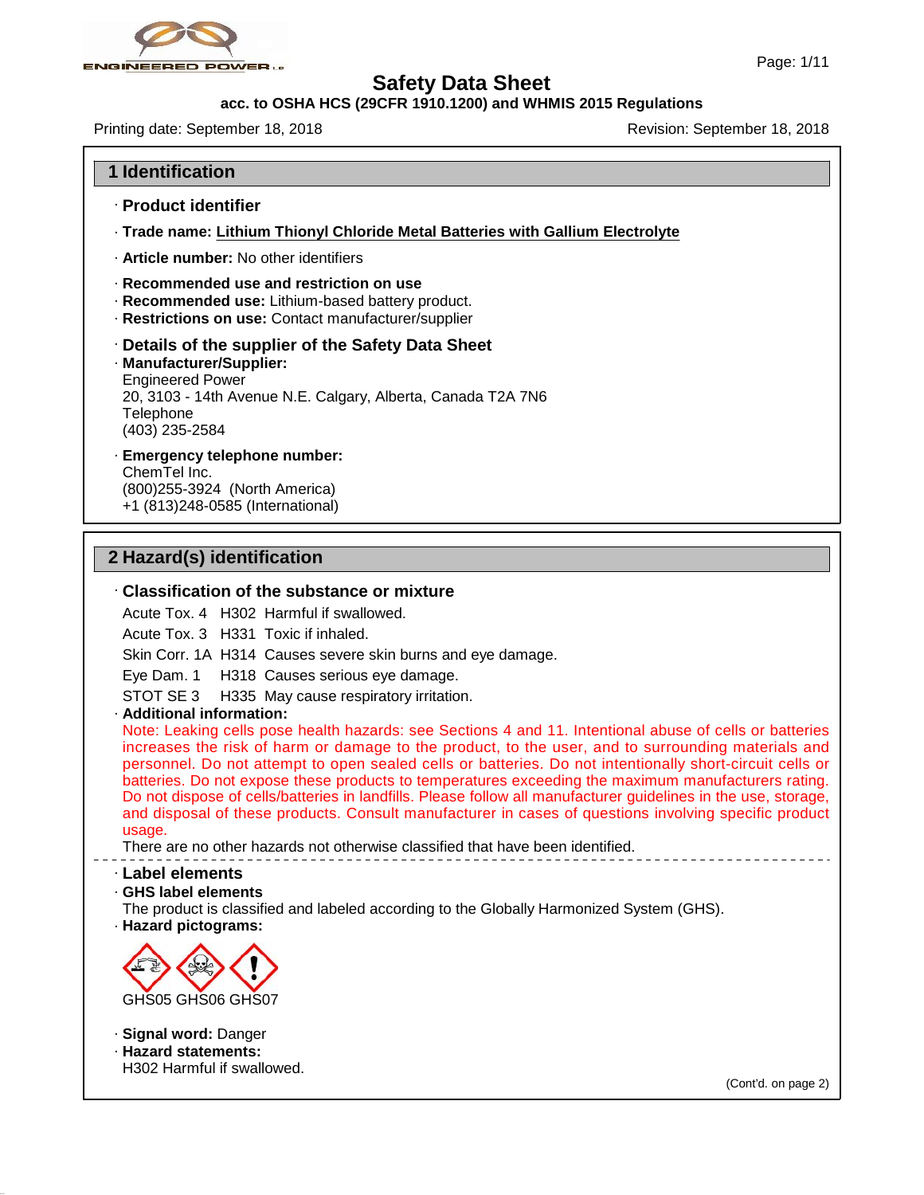# Safety Data Sheet

**acc. to OSHA HCS (29CFR 1910.1200) and WHMIS 2015 Regulations**

Printing date: September 18, 2018 Revision: September 18, 2018

## 1 Identification

### · Product identifier

· **Trade name: Lithium Thionyl Chloride Metal Batteries with Gallium Electrolyte**

· **Article number:** No other identifiers

· **Recommended use and restriction on use**
· **Recommended use:** Lithium-based battery product.
· **Restrictions on use:** Contact manufacturer/supplier

### · Details of the supplier of the Safety Data Sheet

· **Manufacturer/Supplier:**
Engineered Power
20, 3103 - 14th Avenue N.E. Calgary, Alberta, Canada T2A 7N6
Telephone
(403) 235-2584

· **Emergency telephone number:**
ChemTel Inc.
(800)255-3924 (North America)
+1 (813)248-0585 (International)

## 2 Hazard(s) identification

### · Classification of the substance or mixture

Acute Tox. 4 H302 Harmful if swallowed.

Acute Tox. 3 H331 Toxic if inhaled.

Skin Corr. 1A H314 Causes severe skin burns and eye damage.

Eye Dam. 1 H318 Causes serious eye damage.

STOT SE 3 H335 May cause respiratory irritation.

· **Additional information:**
Note: Leaking cells pose health hazards: see Sections 4 and 11. Intentional abuse of cells or batteries increases the risk of harm or damage to the product, to the user, and to surrounding materials and personnel. Do not attempt to open sealed cells or batteries. Do not intentionally short-circuit cells or batteries. Do not expose these products to temperatures exceeding the maximum manufacturers rating. Do not dispose of cells/batteries in landfills. Please follow all manufacturer guidelines in the use, storage, and disposal of these products. Consult manufacturer in cases of questions involving specific product usage.
There are no other hazards not otherwise classified that have been identified.

### · Label elements

· **GHS label elements**
The product is classified and labeled according to the Globally Harmonized System (GHS).
· **Hazard pictograms:**

GHS05 GHS06 GHS07

· **Signal word:** Danger
· **Hazard statements:**
H302 Harmful if swallowed.

(Cont'd. on page 2)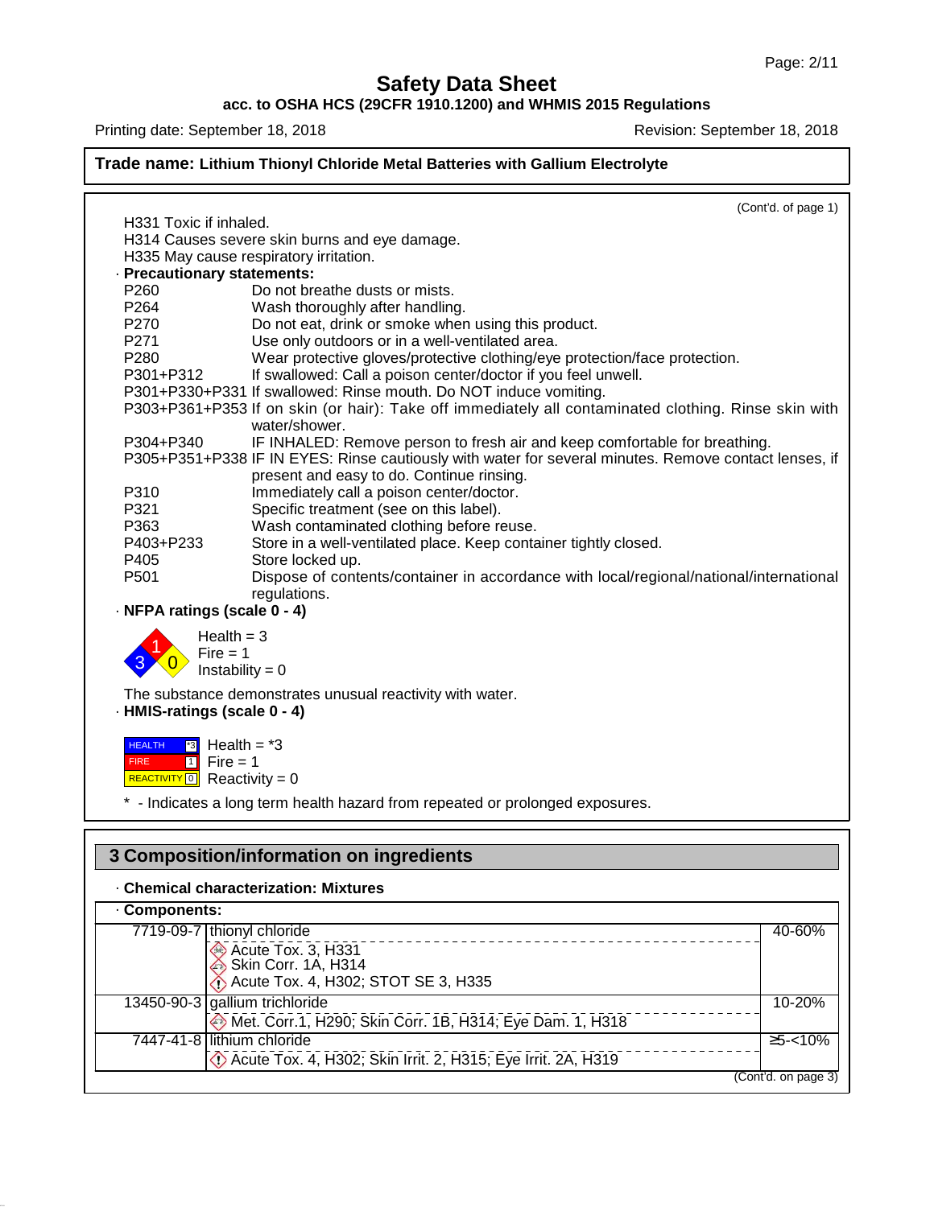**Safety Data Sheet**
**acc. to OSHA HCS (29CFR 1910.1200) and WHMIS 2015 Regulations**

Printing date: September 18, 2018 — Revision: September 18, 2018

**Trade name: Lithium Thionyl Chloride Metal Batteries with Gallium Electrolyte**

(Cont'd. of page 1)

H331 Toxic if inhaled.
H314 Causes severe skin burns and eye damage.
H335 May cause respiratory irritation.

· **Precautionary statements:**

| | |
|---|---|
| P260 | Do not breathe dusts or mists. |
| P264 | Wash thoroughly after handling. |
| P270 | Do not eat, drink or smoke when using this product. |
| P271 | Use only outdoors or in a well-ventilated area. |
| P280 | Wear protective gloves/protective clothing/eye protection/face protection. |
| P301+P312 | If swallowed: Call a poison center/doctor if you feel unwell. |
| P301+P330+P331 | If swallowed: Rinse mouth. Do NOT induce vomiting. |
| P303+P361+P353 | If on skin (or hair): Take off immediately all contaminated clothing. Rinse skin with water/shower. |
| P304+P340 | IF INHALED: Remove person to fresh air and keep comfortable for breathing. |
| P305+P351+P338 | IF IN EYES: Rinse cautiously with water for several minutes. Remove contact lenses, if present and easy to do. Continue rinsing. |
| P310 | Immediately call a poison center/doctor. |
| P321 | Specific treatment (see on this label). |
| P363 | Wash contaminated clothing before reuse. |
| P403+P233 | Store in a well-ventilated place. Keep container tightly closed. |
| P405 | Store locked up. |
| P501 | Dispose of contents/container in accordance with local/regional/national/international regulations. |

· **NFPA ratings (scale 0 - 4)**

Health = 3
Fire = 1
Instability = 0

The substance demonstrates unusual reactivity with water.

· **HMIS-ratings (scale 0 - 4)**

HEALTH *3 — Health = *3
FIRE 1 — Fire = 1
REACTIVITY 0 — Reactivity = 0

\* - Indicates a long term health hazard from repeated or prolonged exposures.

## 3 Composition/information on ingredients

· **Chemical characterization: Mixtures**

· **Components:**

| CAS | Component | % |
|---|---|---|
| 7719-09-7 | thionyl chloride<br>Acute Tox. 3, H331<br>Skin Corr. 1A, H314<br>Acute Tox. 4, H302; STOT SE 3, H335 | 40-60% |
| 13450-90-3 | gallium trichloride<br>Met. Corr.1, H290; Skin Corr. 1B, H314; Eye Dam. 1, H318 | 10-20% |
| 7447-41-8 | lithium chloride<br>Acute Tox. 4, H302; Skin Irrit. 2, H315; Eye Irrit. 2A, H319 | ≥5-<10% |

(Cont'd. on page 3)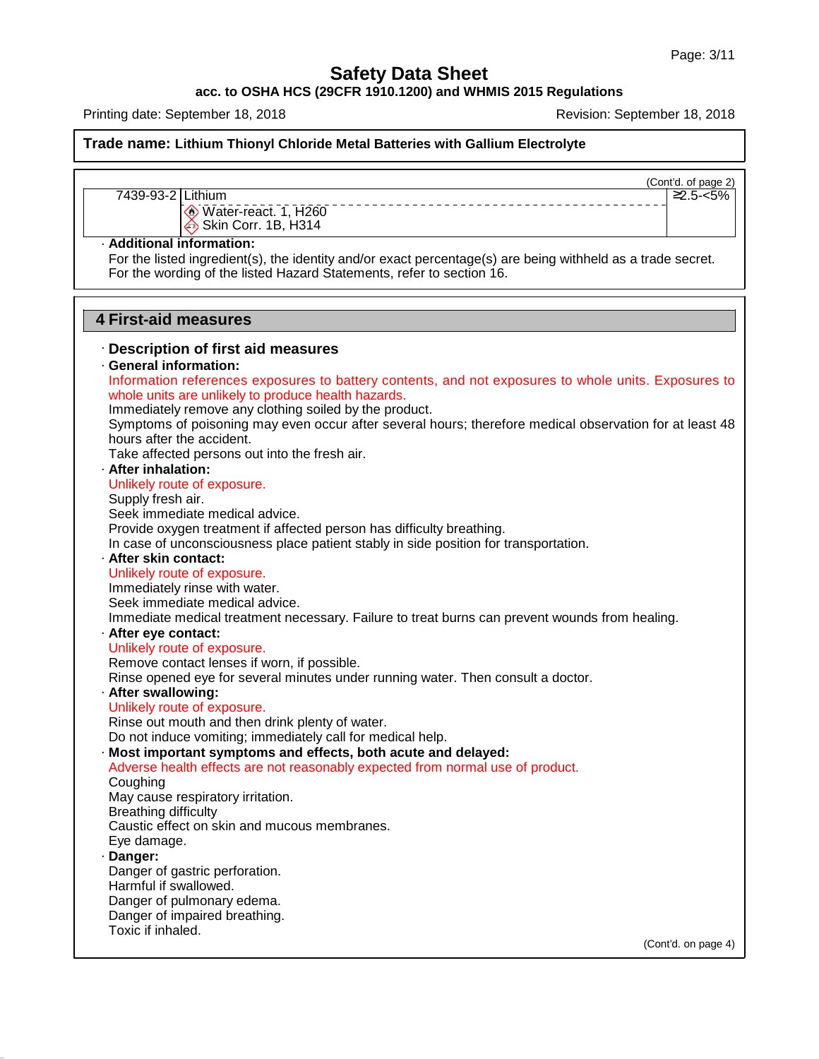**Safety Data Sheet**

**acc. to OSHA HCS (29CFR 1910.1200) and WHMIS 2015 Regulations**

Printing date: September 18, 2018 | Revision: September 18, 2018

**Trade name: Lithium Thionyl Chloride Metal Batteries with Gallium Electrolyte**

(Cont'd. of page 2)

| | | |
|---|---|---|
| 7439-93-2 | Lithium<br>Water-react. 1, H260<br>Skin Corr. 1B, H314 | ≥2.5-<5% |

· **Additional information:**
For the listed ingredient(s), the identity and/or exact percentage(s) are being withheld as a trade secret.
For the wording of the listed Hazard Statements, refer to section 16.

## 4 First-aid measures

· **Description of first aid measures**

· **General information:**
Information references exposures to battery contents, and not exposures to whole units. Exposures to whole units are unlikely to produce health hazards.
Immediately remove any clothing soiled by the product.
Symptoms of poisoning may even occur after several hours; therefore medical observation for at least 48 hours after the accident.
Take affected persons out into the fresh air.

· **After inhalation:**
Unlikely route of exposure.
Supply fresh air.
Seek immediate medical advice.
Provide oxygen treatment if affected person has difficulty breathing.
In case of unconsciousness place patient stably in side position for transportation.

· **After skin contact:**
Unlikely route of exposure.
Immediately rinse with water.
Seek immediate medical advice.
Immediate medical treatment necessary. Failure to treat burns can prevent wounds from healing.

· **After eye contact:**
Unlikely route of exposure.
Remove contact lenses if worn, if possible.
Rinse opened eye for several minutes under running water. Then consult a doctor.

· **After swallowing:**
Unlikely route of exposure.
Rinse out mouth and then drink plenty of water.
Do not induce vomiting; immediately call for medical help.

· **Most important symptoms and effects, both acute and delayed:**
Adverse health effects are not reasonably expected from normal use of product.
Coughing
May cause respiratory irritation.
Breathing difficulty
Caustic effect on skin and mucous membranes.
Eye damage.

· **Danger:**
Danger of gastric perforation.
Harmful if swallowed.
Danger of pulmonary edema.
Danger of impaired breathing.
Toxic if inhaled.

(Cont'd. on page 4)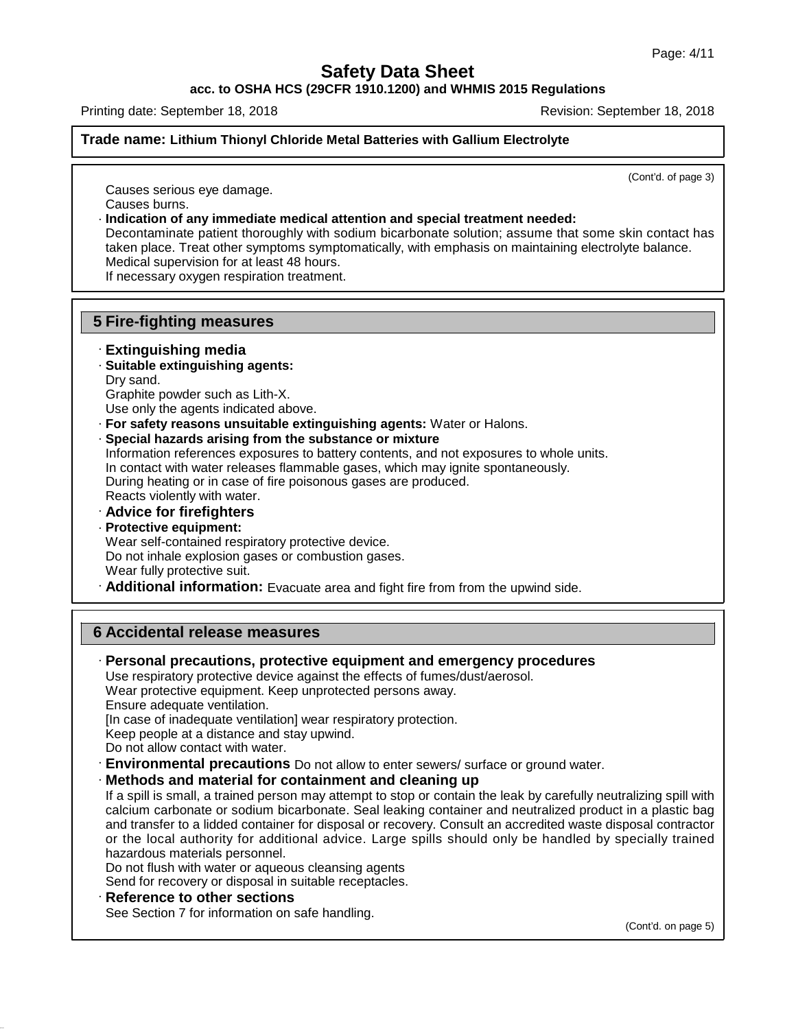(Cont'd. of page 3)

Causes serious eye damage.
Causes burns.

· **Indication of any immediate medical attention and special treatment needed:**
Decontaminate patient thoroughly with sodium bicarbonate solution; assume that some skin contact has taken place. Treat other symptoms symptomatically, with emphasis on maintaining electrolyte balance.
Medical supervision for at least 48 hours.
If necessary oxygen respiration treatment.

## 5 Fire-fighting measures

· **Extinguishing media**

· **Suitable extinguishing agents:**
Dry sand.
Graphite powder such as Lith-X.
Use only the agents indicated above.

· **For safety reasons unsuitable extinguishing agents:** Water or Halons.

· **Special hazards arising from the substance or mixture**
Information references exposures to battery contents, and not exposures to whole units.
In contact with water releases flammable gases, which may ignite spontaneously.
During heating or in case of fire poisonous gases are produced.
Reacts violently with water.

· **Advice for firefighters**

· **Protective equipment:**
Wear self-contained respiratory protective device.
Do not inhale explosion gases or combustion gases.
Wear fully protective suit.

· **Additional information:** Evacuate area and fight fire from from the upwind side.

## 6 Accidental release measures

· **Personal precautions, protective equipment and emergency procedures**
Use respiratory protective device against the effects of fumes/dust/aerosol.
Wear protective equipment. Keep unprotected persons away.
Ensure adequate ventilation.
[In case of inadequate ventilation] wear respiratory protection.
Keep people at a distance and stay upwind.
Do not allow contact with water.

· **Environmental precautions** Do not allow to enter sewers/ surface or ground water.

· **Methods and material for containment and cleaning up**
If a spill is small, a trained person may attempt to stop or contain the leak by carefully neutralizing spill with calcium carbonate or sodium bicarbonate. Seal leaking container and neutralized product in a plastic bag and transfer to a lidded container for disposal or recovery. Consult an accredited waste disposal contractor or the local authority for additional advice. Large spills should only be handled by specially trained hazardous materials personnel.
Do not flush with water or aqueous cleansing agents
Send for recovery or disposal in suitable receptacles.

· **Reference to other sections**
See Section 7 for information on safe handling.

(Cont'd. on page 5)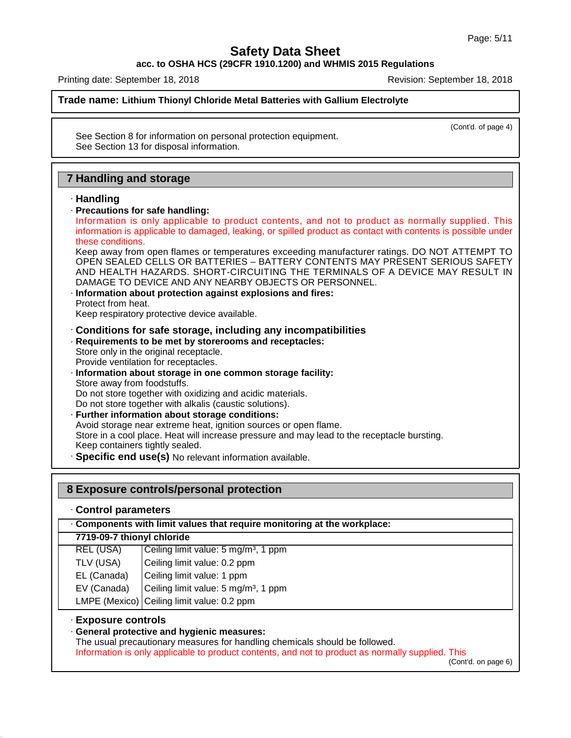**Trade name: Lithium Thionyl Chloride Metal Batteries with Gallium Electrolyte**

(Cont'd. of page 4)

See Section 8 for information on personal protection equipment.
See Section 13 for disposal information.

## 7 Handling and storage

### · Handling

· **Precautions for safe handling:**
Information is only applicable to product contents, and not to product as normally supplied. This information is applicable to damaged, leaking, or spilled product as contact with contents is possible under these conditions.
Keep away from open flames or temperatures exceeding manufacturer ratings. DO NOT ATTEMPT TO OPEN SEALED CELLS OR BATTERIES – BATTERY CONTENTS MAY PRESENT SERIOUS SAFETY AND HEALTH HAZARDS. SHORT-CIRCUITING THE TERMINALS OF A DEVICE MAY RESULT IN DAMAGE TO DEVICE AND ANY NEARBY OBJECTS OR PERSONNEL.

· **Information about protection against explosions and fires:**
Protect from heat.
Keep respiratory protective device available.

### · Conditions for safe storage, including any incompatibilities

· **Requirements to be met by storerooms and receptacles:**
Store only in the original receptacle.
Provide ventilation for receptacles.

· **Information about storage in one common storage facility:**
Store away from foodstuffs.
Do not store together with oxidizing and acidic materials.
Do not store together with alkalis (caustic solutions).

· **Further information about storage conditions:**
Avoid storage near extreme heat, ignition sources or open flame.
Store in a cool place. Heat will increase pressure and may lead to the receptacle bursting.
Keep containers tightly sealed.

· **Specific end use(s)** No relevant information available.

## 8 Exposure controls/personal protection

### · Control parameters

· **Components with limit values that require monitoring at the workplace:**

| **7719-09-7 thionyl chloride** | |
|---|---|
| REL (USA) | Ceiling limit value: 5 mg/m³, 1 ppm |
| TLV (USA) | Ceiling limit value: 0.2 ppm |
| EL (Canada) | Ceiling limit value: 1 ppm |
| EV (Canada) | Ceiling limit value: 5 mg/m³, 1 ppm |
| LMPE (Mexico) | Ceiling limit value: 0.2 ppm |

### · Exposure controls

· **General protective and hygienic measures:**
The usual precautionary measures for handling chemicals should be followed.
Information is only applicable to product contents, and not to product as normally supplied. This

(Cont'd. on page 6)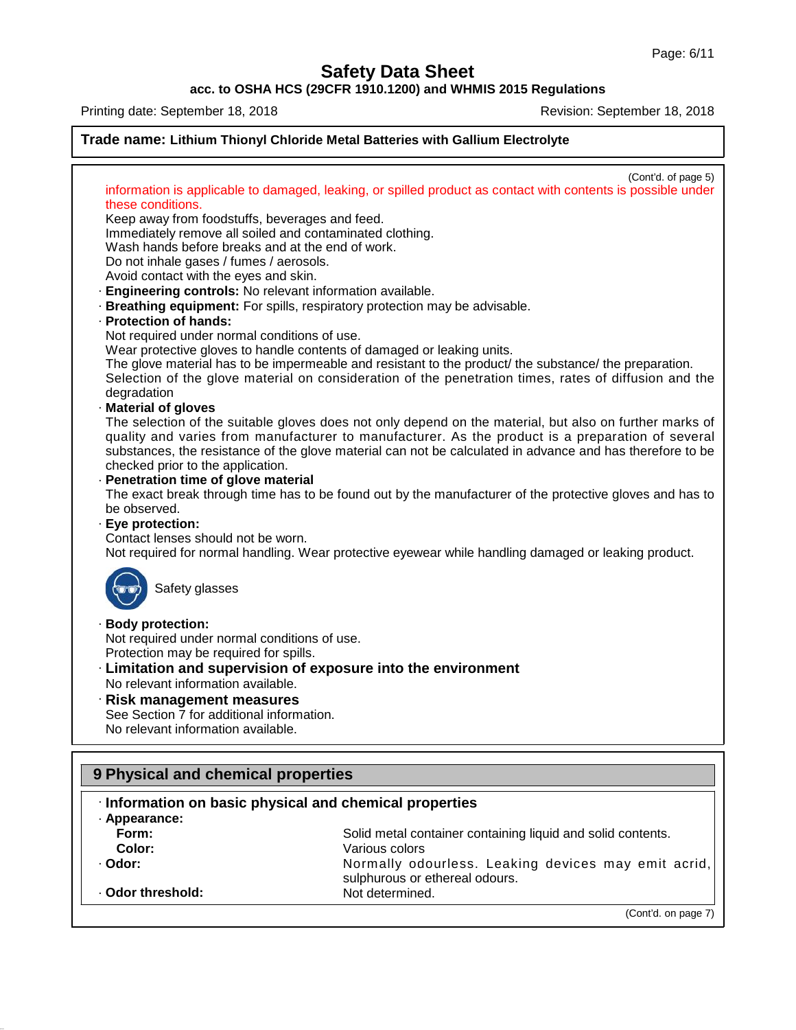Trade name: **Lithium Thionyl Chloride Metal Batteries with Gallium Electrolyte**

(Cont'd. of page 5)

information is applicable to damaged, leaking, or spilled product as contact with contents is possible under these conditions.

Keep away from foodstuffs, beverages and feed.
Immediately remove all soiled and contaminated clothing.
Wash hands before breaks and at the end of work.
Do not inhale gases / fumes / aerosols.
Avoid contact with the eyes and skin.

· **Engineering controls:** No relevant information available.

· **Breathing equipment:** For spills, respiratory protection may be advisable.

· **Protection of hands:**
Not required under normal conditions of use.
Wear protective gloves to handle contents of damaged or leaking units.
The glove material has to be impermeable and resistant to the product/ the substance/ the preparation.
Selection of the glove material on consideration of the penetration times, rates of diffusion and the degradation

· **Material of gloves**
The selection of the suitable gloves does not only depend on the material, but also on further marks of quality and varies from manufacturer to manufacturer. As the product is a preparation of several substances, the resistance of the glove material can not be calculated in advance and has therefore to be checked prior to the application.

· **Penetration time of glove material**
The exact break through time has to be found out by the manufacturer of the protective gloves and has to be observed.

· **Eye protection:**
Contact lenses should not be worn.
Not required for normal handling. Wear protective eyewear while handling damaged or leaking product.

Safety glasses

· **Body protection:**
Not required under normal conditions of use.
Protection may be required for spills.

· **Limitation and supervision of exposure into the environment**
No relevant information available.

· **Risk management measures**
See Section 7 for additional information.
No relevant information available.

## 9 Physical and chemical properties

· **Information on basic physical and chemical properties**

| | |
|---|---|
| · **Appearance:** | |
| **Form:** | Solid metal container containing liquid and solid contents. |
| **Color:** | Various colors |
| · **Odor:** | Normally odourless. Leaking devices may emit acrid, sulphurous or ethereal odours. |
| · **Odor threshold:** | Not determined. |

(Cont'd. on page 7)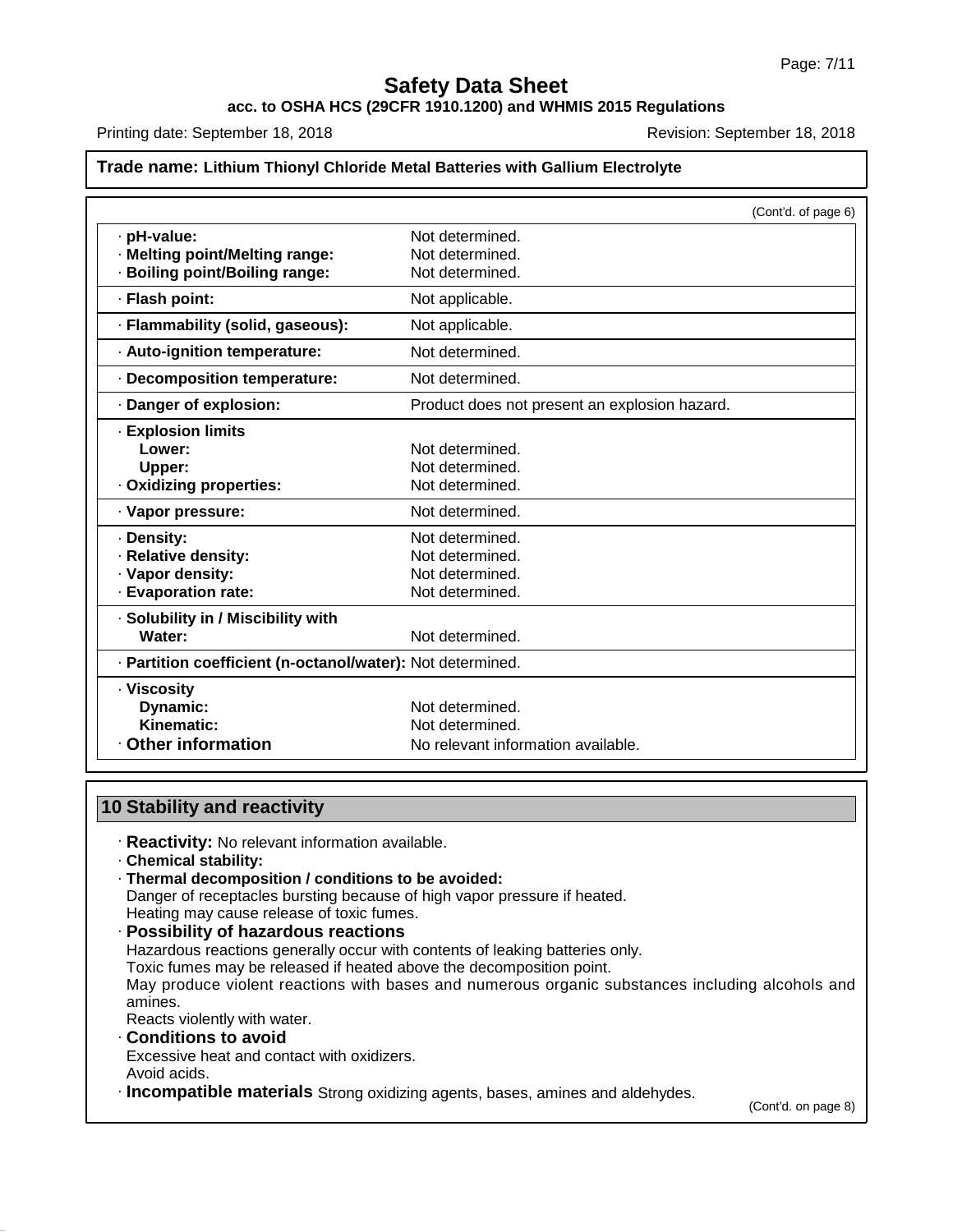**Trade name: Lithium Thionyl Chloride Metal Batteries with Gallium Electrolyte**

(Cont'd. of page 6)

| | |
|---|---|
| · **pH-value:** | Not determined. |
| · **Melting point/Melting range:** | Not determined. |
| · **Boiling point/Boiling range:** | Not determined. |
| · **Flash point:** | Not applicable. |
| · **Flammability (solid, gaseous):** | Not applicable. |
| · **Auto-ignition temperature:** | Not determined. |
| · **Decomposition temperature:** | Not determined. |
| · **Danger of explosion:** | Product does not present an explosion hazard. |
| · **Explosion limits** | |
| **Lower:** | Not determined. |
| **Upper:** | Not determined. |
| · **Oxidizing properties:** | Not determined. |
| · **Vapor pressure:** | Not determined. |
| · **Density:** | Not determined. |
| · **Relative density:** | Not determined. |
| · **Vapor density:** | Not determined. |
| · **Evaporation rate:** | Not determined. |
| · **Solubility in / Miscibility with** | |
| **Water:** | Not determined. |
| · **Partition coefficient (n-octanol/water):** | Not determined. |
| · **Viscosity** | |
| **Dynamic:** | Not determined. |
| **Kinematic:** | Not determined. |
| · **Other information** | No relevant information available. |

## 10 Stability and reactivity

· **Reactivity:** No relevant information available.

· **Chemical stability:**

· **Thermal decomposition / conditions to be avoided:**
Danger of receptacles bursting because of high vapor pressure if heated.
Heating may cause release of toxic fumes.

· **Possibility of hazardous reactions**
Hazardous reactions generally occur with contents of leaking batteries only.
Toxic fumes may be released if heated above the decomposition point.
May produce violent reactions with bases and numerous organic substances including alcohols and amines.
Reacts violently with water.

· **Conditions to avoid**
Excessive heat and contact with oxidizers.
Avoid acids.

· **Incompatible materials** Strong oxidizing agents, bases, amines and aldehydes.

(Cont'd. on page 8)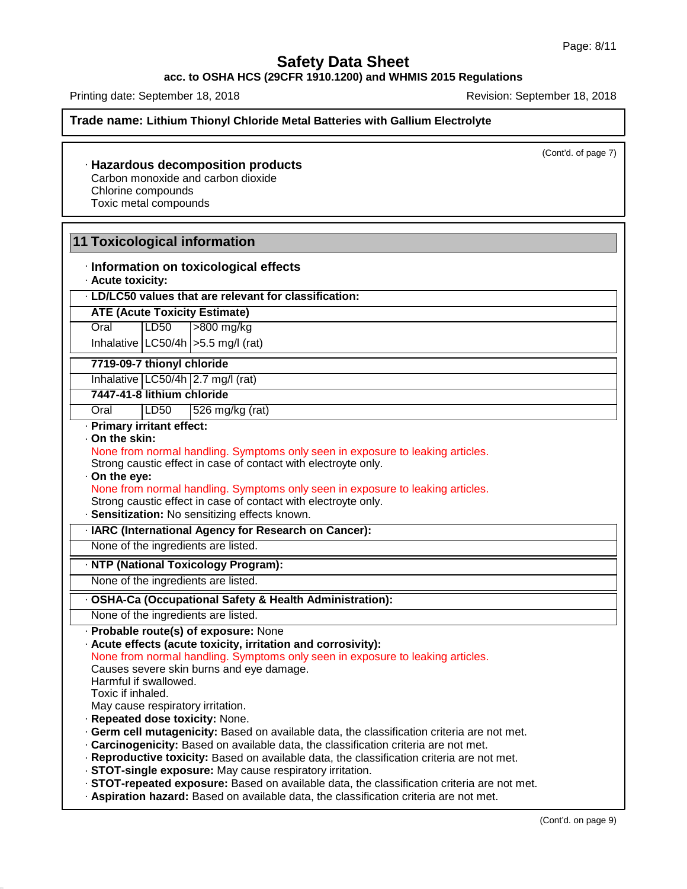## Safety Data Sheet

**acc. to OSHA HCS (29CFR 1910.1200) and WHMIS 2015 Regulations**

Printing date: September 18, 2018 Revision: September 18, 2018

**Trade name: Lithium Thionyl Chloride Metal Batteries with Gallium Electrolyte**

(Cont'd. of page 7)

· **Hazardous decomposition products**
Carbon monoxide and carbon dioxide
Chlorine compounds
Toxic metal compounds

## 11 Toxicological information

· **Information on toxicological effects**
· **Acute toxicity:**

| · **LD/LC50 values that are relevant for classification:** | | |
|---|---|---|
| **ATE (Acute Toxicity Estimate)** | | |
| Oral | LD50 | >800 mg/kg |
| Inhalative | LC50/4h | >5.5 mg/l (rat) |
| **7719-09-7 thionyl chloride** | | |
| Inhalative | LC50/4h | 2.7 mg/l (rat) |
| **7447-41-8 lithium chloride** | | |
| Oral | LD50 | 526 mg/kg (rat) |

· **Primary irritant effect:**
· **On the skin:**
None from normal handling. Symptoms only seen in exposure to leaking articles.
Strong caustic effect in case of contact with electroyte only.
· **On the eye:**
None from normal handling. Symptoms only seen in exposure to leaking articles.
Strong caustic effect in case of contact with electroyte only.
· **Sensitization:** No sensitizing effects known.

| · **IARC (International Agency for Research on Cancer):** |
|---|
| None of the ingredients are listed. |

| · **NTP (National Toxicology Program):** |
|---|
| None of the ingredients are listed. |

| · **OSHA-Ca (Occupational Safety & Health Administration):** |
|---|
| None of the ingredients are listed. |

· **Probable route(s) of exposure:** None
· **Acute effects (acute toxicity, irritation and corrosivity):**
None from normal handling. Symptoms only seen in exposure to leaking articles.
Causes severe skin burns and eye damage.
Harmful if swallowed.
Toxic if inhaled.
May cause respiratory irritation.
· **Repeated dose toxicity:** None.
· **Germ cell mutagenicity:** Based on available data, the classification criteria are not met.
· **Carcinogenicity:** Based on available data, the classification criteria are not met.
· **Reproductive toxicity:** Based on available data, the classification criteria are not met.
· **STOT-single exposure:** May cause respiratory irritation.
· **STOT-repeated exposure:** Based on available data, the classification criteria are not met.
· **Aspiration hazard:** Based on available data, the classification criteria are not met.

(Cont'd. on page 9)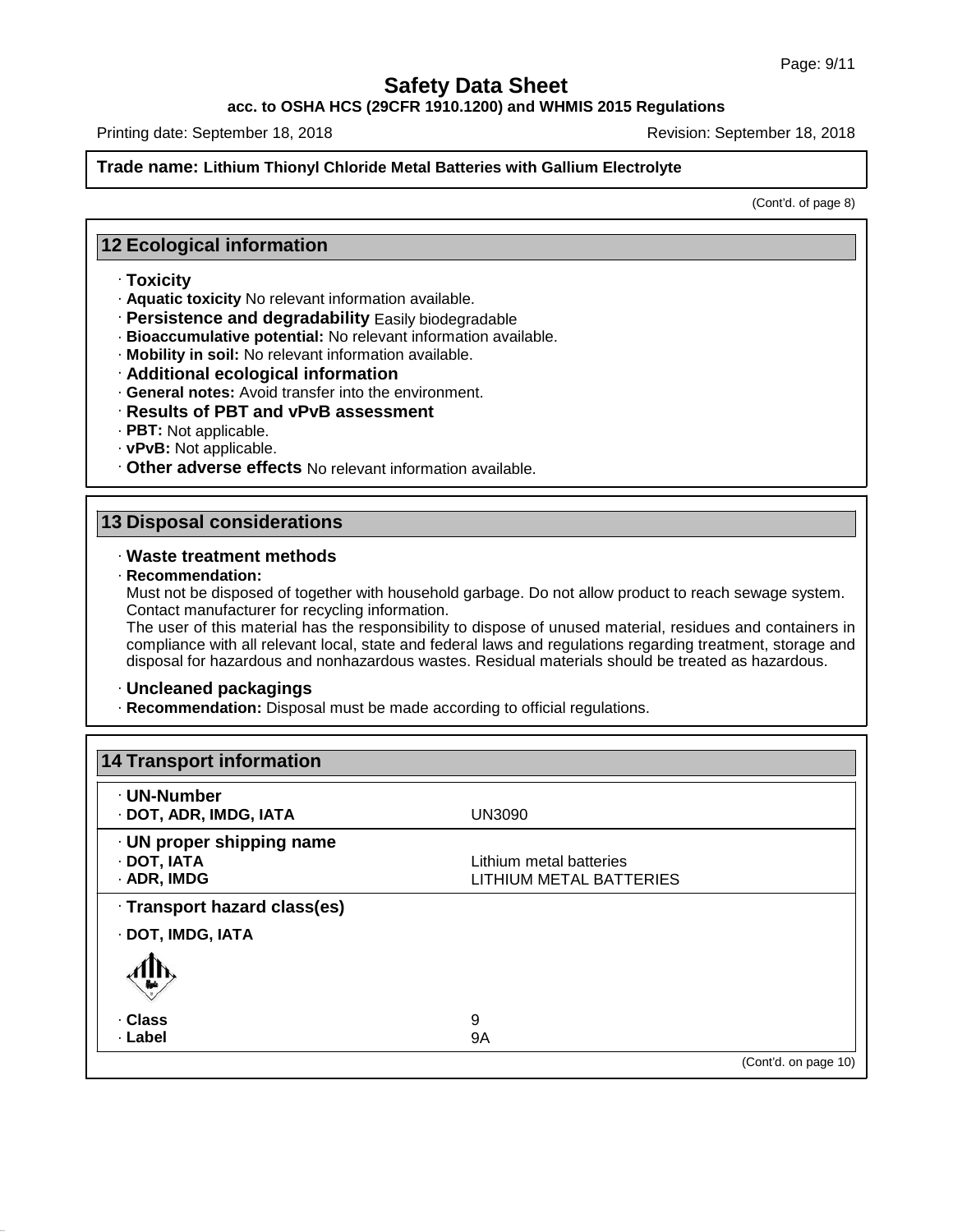# Safety Data Sheet

**acc. to OSHA HCS (29CFR 1910.1200) and WHMIS 2015 Regulations**

Printing date: September 18, 2018 Revision: September 18, 2018

**Trade name: Lithium Thionyl Chloride Metal Batteries with Gallium Electrolyte**

(Cont'd. of page 8)

## 12 Ecological information

· **Toxicity**
· **Aquatic toxicity** No relevant information available.
· **Persistence and degradability** Easily biodegradable
· **Bioaccumulative potential:** No relevant information available.
· **Mobility in soil:** No relevant information available.
· **Additional ecological information**
· **General notes:** Avoid transfer into the environment.
· **Results of PBT and vPvB assessment**
· **PBT:** Not applicable.
· **vPvB:** Not applicable.
· **Other adverse effects** No relevant information available.

## 13 Disposal considerations

· **Waste treatment methods**
· **Recommendation:**
Must not be disposed of together with household garbage. Do not allow product to reach sewage system. Contact manufacturer for recycling information.
The user of this material has the responsibility to dispose of unused material, residues and containers in compliance with all relevant local, state and federal laws and regulations regarding treatment, storage and disposal for hazardous and nonhazardous wastes. Residual materials should be treated as hazardous.

· **Uncleaned packagings**
· **Recommendation:** Disposal must be made according to official regulations.

## 14 Transport information

| | |
|---|---|
| · **UN-Number** | |
| · **DOT, ADR, IMDG, IATA** | UN3090 |
| · **UN proper shipping name** | |
| · **DOT, IATA** | Lithium metal batteries |
| · **ADR, IMDG** | LITHIUM METAL BATTERIES |
| · **Transport hazard class(es)** | |
| · **DOT, IMDG, IATA** | |
| · **Class** | 9 |
| · **Label** | 9A |

(Cont'd. on page 10)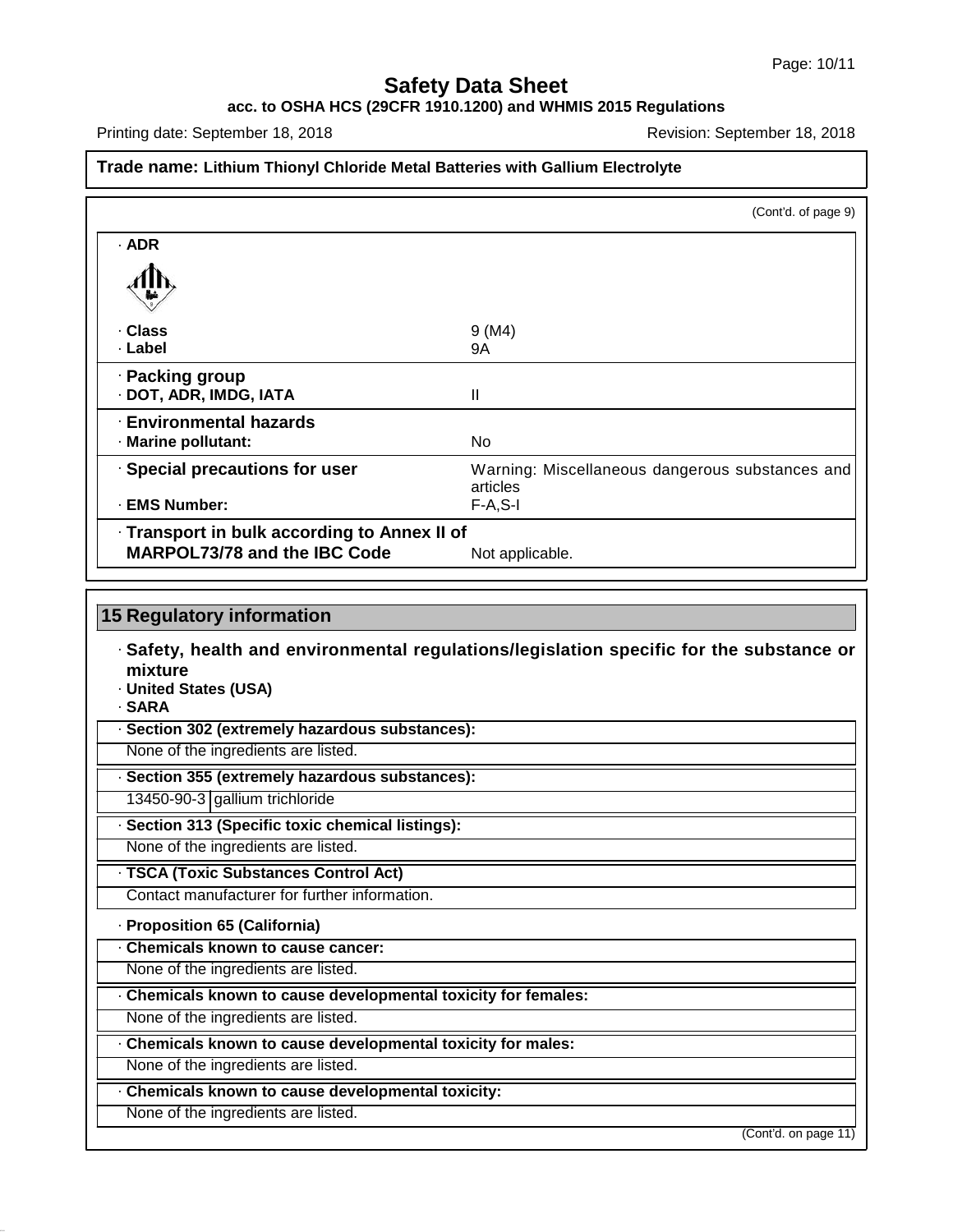Safety Data Sheet
acc. to OSHA HCS (29CFR 1910.1200) and WHMIS 2015 Regulations

Printing date: September 18, 2018 — Revision: September 18, 2018

**Trade name: Lithium Thionyl Chloride Metal Batteries with Gallium Electrolyte**

(Cont'd. of page 9)

· **ADR**

| | |
|---|---|
| · **Class** | 9 (M4) |
| · **Label** | 9A |
| · **Packing group** | |
| · **DOT, ADR, IMDG, IATA** | II |
| · **Environmental hazards** | |
| · **Marine pollutant:** | No |
| · **Special precautions for user** | Warning: Miscellaneous dangerous substances and articles |
| · **EMS Number:** | F-A,S-I |
| · **Transport in bulk according to Annex II of MARPOL73/78 and the IBC Code** | Not applicable. |

## 15 Regulatory information

· **Safety, health and environmental regulations/legislation specific for the substance or mixture**

· **United States (USA)**

· **SARA**

· **Section 302 (extremely hazardous substances):**

None of the ingredients are listed.

· **Section 355 (extremely hazardous substances):**

| | |
|---|---|
| 13450-90-3 | gallium trichloride |

· **Section 313 (Specific toxic chemical listings):**

None of the ingredients are listed.

· **TSCA (Toxic Substances Control Act)**

Contact manufacturer for further information.

· **Proposition 65 (California)**

· **Chemicals known to cause cancer:**

None of the ingredients are listed.

· **Chemicals known to cause developmental toxicity for females:**

None of the ingredients are listed.

· **Chemicals known to cause developmental toxicity for males:**

None of the ingredients are listed.

· **Chemicals known to cause developmental toxicity:**

None of the ingredients are listed.

(Cont'd. on page 11)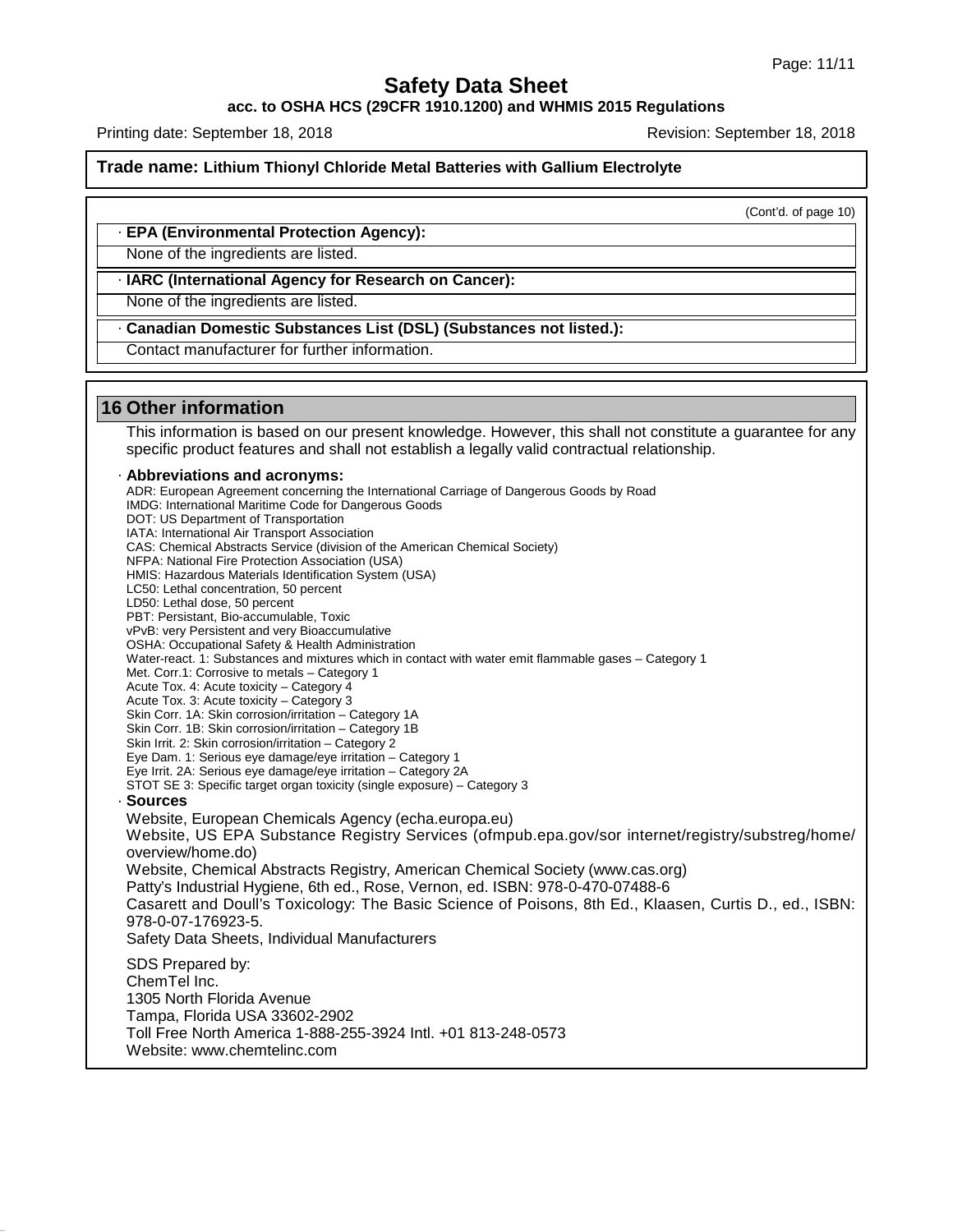**Trade name: Lithium Thionyl Chloride Metal Batteries with Gallium Electrolyte**

(Cont'd. of page 10)

· **EPA (Environmental Protection Agency):**

None of the ingredients are listed.

· **IARC (International Agency for Research on Cancer):**

None of the ingredients are listed.

· **Canadian Domestic Substances List (DSL) (Substances not listed.):**

Contact manufacturer for further information.

## 16 Other information

This information is based on our present knowledge. However, this shall not constitute a guarantee for any specific product features and shall not establish a legally valid contractual relationship.

· **Abbreviations and acronyms:**

ADR: European Agreement concerning the International Carriage of Dangerous Goods by Road
IMDG: International Maritime Code for Dangerous Goods
DOT: US Department of Transportation
IATA: International Air Transport Association
CAS: Chemical Abstracts Service (division of the American Chemical Society)
NFPA: National Fire Protection Association (USA)
HMIS: Hazardous Materials Identification System (USA)
LC50: Lethal concentration, 50 percent
LD50: Lethal dose, 50 percent
PBT: Persistant, Bio-accumulable, Toxic
vPvB: very Persistent and very Bioaccumulative
OSHA: Occupational Safety & Health Administration
Water-react. 1: Substances and mixtures which in contact with water emit flammable gases – Category 1
Met. Corr.1: Corrosive to metals – Category 1
Acute Tox. 4: Acute toxicity – Category 4
Acute Tox. 3: Acute toxicity – Category 3
Skin Corr. 1A: Skin corrosion/irritation – Category 1A
Skin Corr. 1B: Skin corrosion/irritation – Category 1B
Skin Irrit. 2: Skin corrosion/irritation – Category 2
Eye Dam. 1: Serious eye damage/eye irritation – Category 1
Eye Irrit. 2A: Serious eye damage/eye irritation – Category 2A
STOT SE 3: Specific target organ toxicity (single exposure) – Category 3

· **Sources**

Website, European Chemicals Agency (echa.europa.eu)
Website, US EPA Substance Registry Services (ofmpub.epa.gov/sor internet/registry/substreg/home/overview/home.do)
Website, Chemical Abstracts Registry, American Chemical Society (www.cas.org)
Patty's Industrial Hygiene, 6th ed., Rose, Vernon, ed. ISBN: 978-0-470-07488-6
Casarett and Doull's Toxicology: The Basic Science of Poisons, 8th Ed., Klaasen, Curtis D., ed., ISBN: 978-0-07-176923-5.
Safety Data Sheets, Individual Manufacturers

SDS Prepared by:
ChemTel Inc.
1305 North Florida Avenue
Tampa, Florida USA 33602-2902
Toll Free North America 1-888-255-3924 Intl. +01 813-248-0573
Website: www.chemtelinc.com